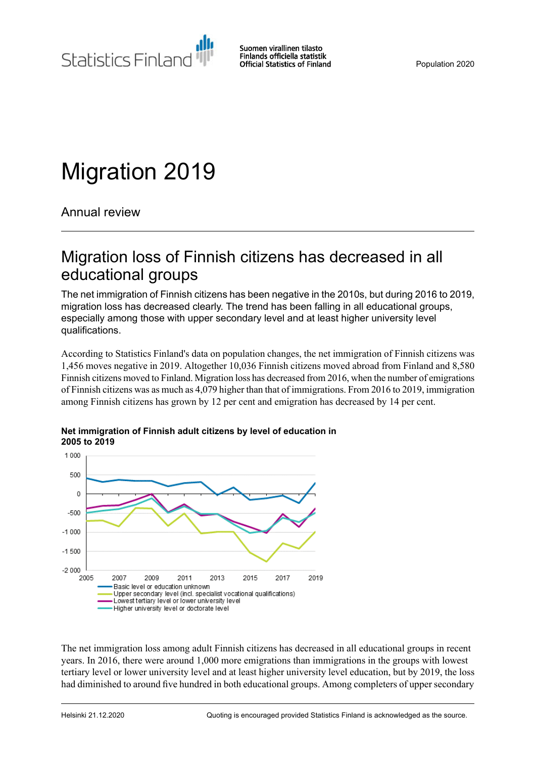Statistics Finland

Suomen virallinen tilasto
Finlands officiella statistik
Official Statistics of Finland

Population 2020

# Migration 2019

Annual review

## Migration loss of Finnish citizens has decreased in all educational groups

The net immigration of Finnish citizens has been negative in the 2010s, but during 2016 to 2019, migration loss has decreased clearly. The trend has been falling in all educational groups, especially among those with upper secondary level and at least higher university level qualifications.

According to Statistics Finland's data on population changes, the net immigration of Finnish citizens was 1,456 moves negative in 2019. Altogether 10,036 Finnish citizens moved abroad from Finland and 8,580 Finnish citizens moved to Finland. Migration loss has decreased from 2016, when the number of emigrations of Finnish citizens was as much as 4,079 higher than that of immigrations. From 2016 to 2019, immigration among Finnish citizens has grown by 12 per cent and emigration has decreased by 14 per cent.

**Net immigration of Finnish adult citizens by level of education in 2005 to 2019**

- Basic level or education unknown
- Upper secondary level (incl. specialist vocational qualifications)
- Lowest tertiary level or lower university level
- Higher university level or doctorate level

The net immigration loss among adult Finnish citizens has decreased in all educational groups in recent years. In 2016, there were around 1,000 more emigrations than immigrations in the groups with lowest tertiary level or lower university level and at least higher university level education, but by 2019, the loss had diminished to around five hundred in both educational groups. Among completers of upper secondary

Helsinki 21.12.2020

Quoting is encouraged provided Statistics Finland is acknowledged as the source.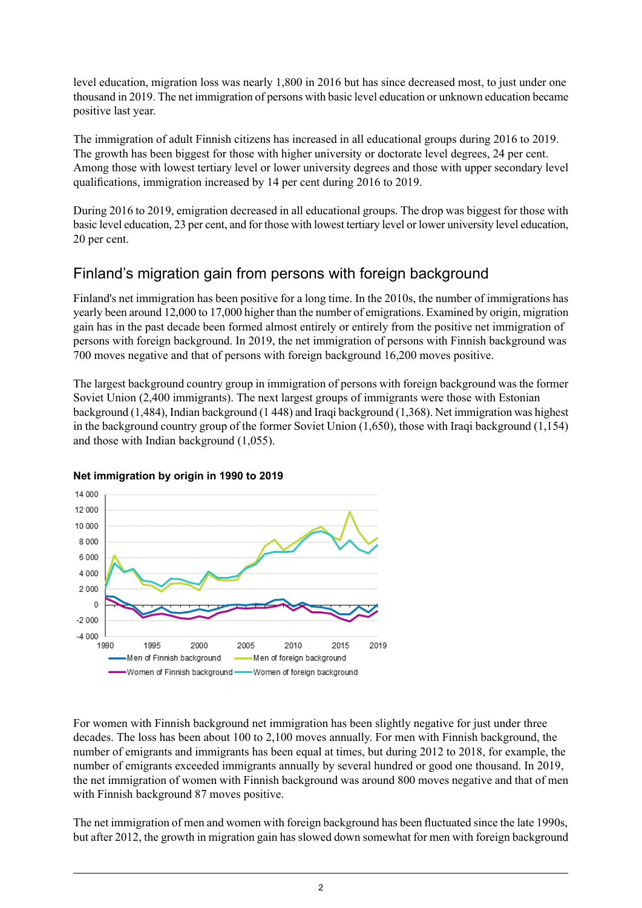level education, migration loss was nearly 1,800 in 2016 but has since decreased most, to just under one thousand in 2019. The net immigration of persons with basic level education or unknown education became positive last year.

The immigration of adult Finnish citizens has increased in all educational groups during 2016 to 2019. The growth has been biggest for those with higher university or doctorate level degrees, 24 per cent. Among those with lowest tertiary level or lower university degrees and those with upper secondary level qualifications, immigration increased by 14 per cent during 2016 to 2019.

During 2016 to 2019, emigration decreased in all educational groups. The drop was biggest for those with basic level education, 23 per cent, and for those with lowest tertiary level or lower university level education, 20 per cent.

## Finland's migration gain from persons with foreign background

Finland's net immigration has been positive for a long time. In the 2010s, the number of immigrations has yearly been around 12,000 to 17,000 higher than the number of emigrations. Examined by origin, migration gain has in the past decade been formed almost entirely or entirely from the positive net immigration of persons with foreign background. In 2019, the net immigration of persons with Finnish background was 700 moves negative and that of persons with foreign background 16,200 moves positive.

The largest background country group in immigration of persons with foreign background was the former Soviet Union (2,400 immigrants). The next largest groups of immigrants were those with Estonian background (1,484), Indian background (1 448) and Iraqi background (1,368). Net immigration was highest in the background country group of the former Soviet Union (1,650), those with Iraqi background (1,154) and those with Indian background (1,055).

**Net immigration by origin in 1990 to 2019**

For women with Finnish background net immigration has been slightly negative for just under three decades. The loss has been about 100 to 2,100 moves annually. For men with Finnish background, the number of emigrants and immigrants has been equal at times, but during 2012 to 2018, for example, the number of emigrants exceeded immigrants annually by several hundred or good one thousand. In 2019, the net immigration of women with Finnish background was around 800 moves negative and that of men with Finnish background 87 moves positive.

The net immigration of men and women with foreign background has been fluctuated since the late 1990s, but after 2012, the growth in migration gain has slowed down somewhat for men with foreign background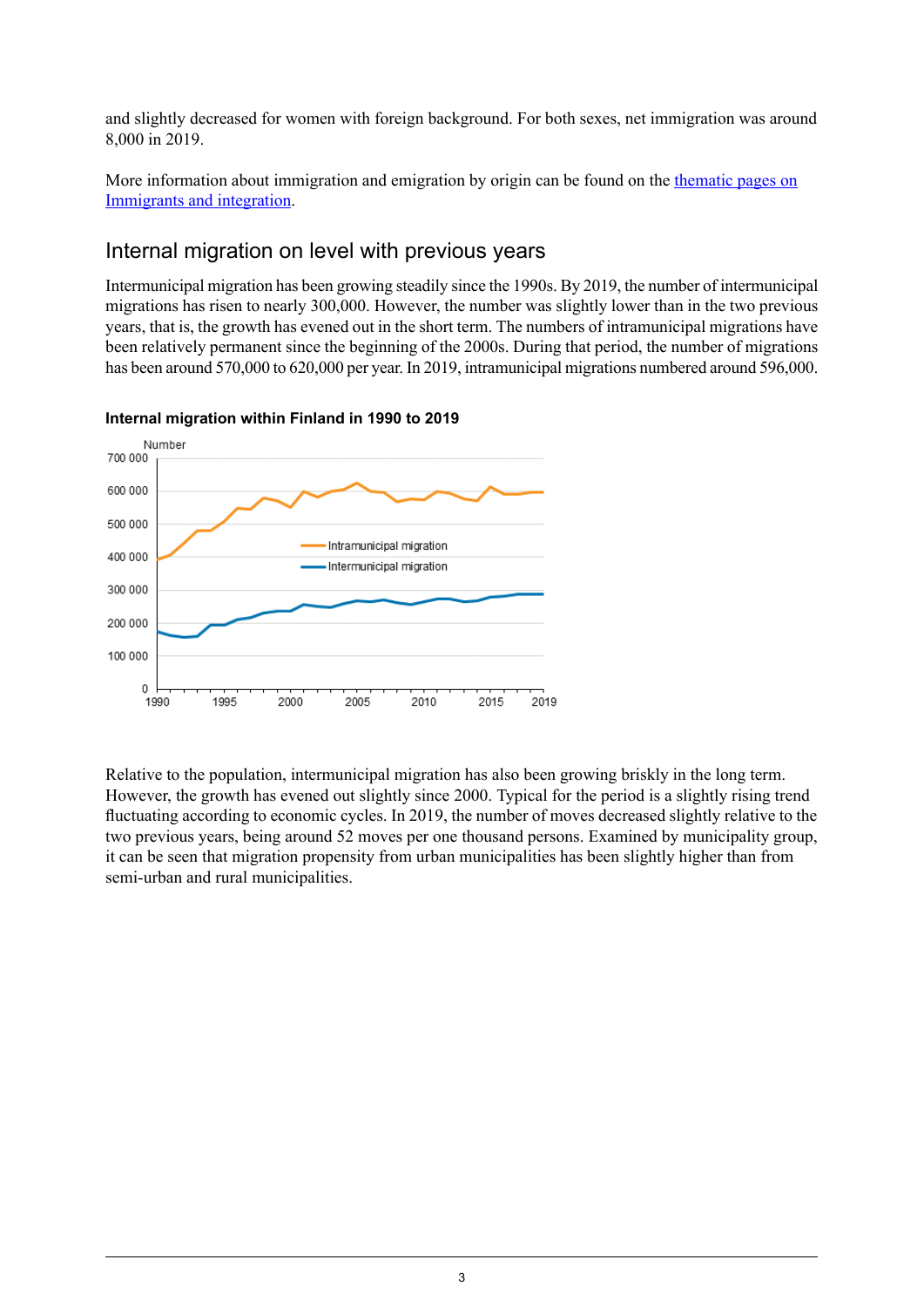and slightly decreased for women with foreign background. For both sexes, net immigration was around 8,000 in 2019.

More information about immigration and emigration by origin can be found on the [thematic pages on Immigrants and integration](#).

## Internal migration on level with previous years

Intermunicipal migration has been growing steadily since the 1990s. By 2019, the number of intermunicipal migrations has risen to nearly 300,000. However, the number was slightly lower than in the two previous years, that is, the growth has evened out in the short term. The numbers of intramunicipal migrations have been relatively permanent since the beginning of the 2000s. During that period, the number of migrations has been around 570,000 to 620,000 per year. In 2019, intramunicipal migrations numbered around 596,000.

**Internal migration within Finland in 1990 to 2019**

Relative to the population, intermunicipal migration has also been growing briskly in the long term. However, the growth has evened out slightly since 2000. Typical for the period is a slightly rising trend fluctuating according to economic cycles. In 2019, the number of moves decreased slightly relative to the two previous years, being around 52 moves per one thousand persons. Examined by municipality group, it can be seen that migration propensity from urban municipalities has been slightly higher than from semi-urban and rural municipalities.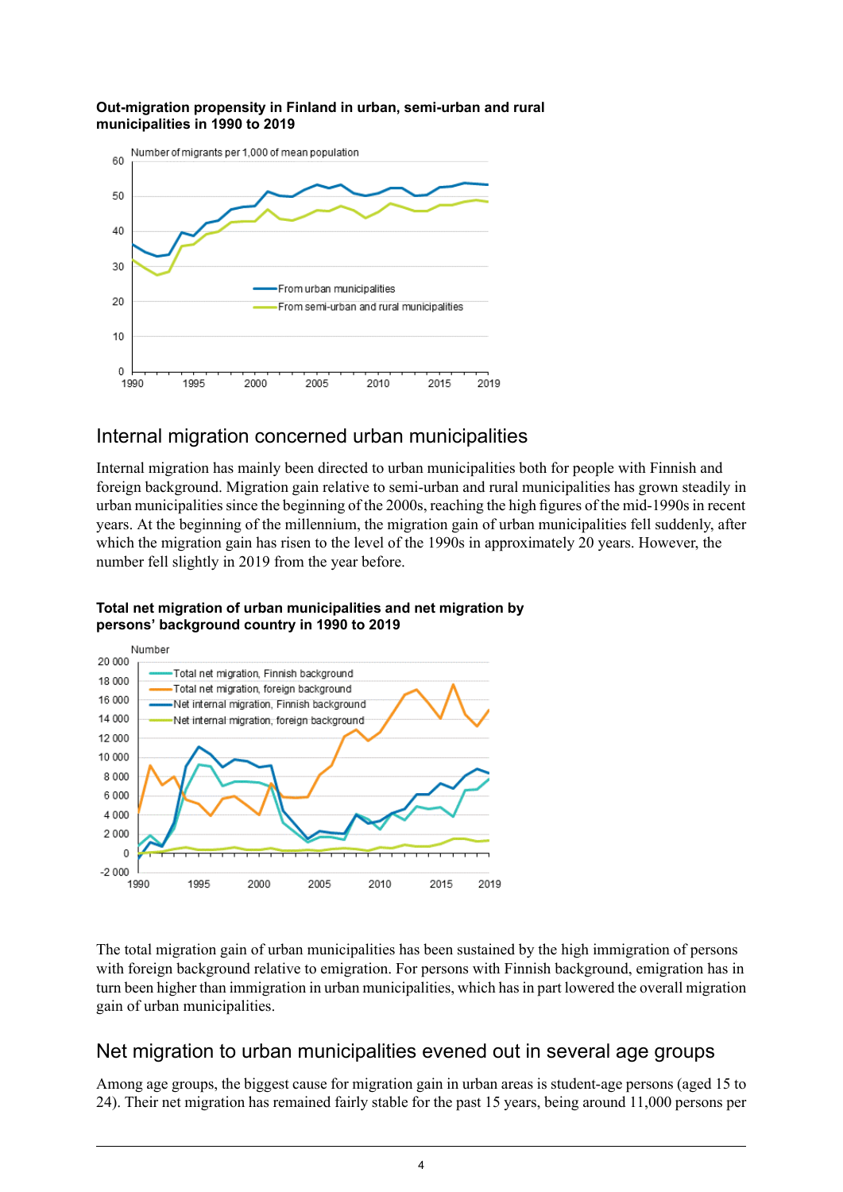**Out-migration propensity in Finland in urban, semi-urban and rural municipalities in 1990 to 2019**

## Internal migration concerned urban municipalities

Internal migration has mainly been directed to urban municipalities both for people with Finnish and foreign background. Migration gain relative to semi-urban and rural municipalities has grown steadily in urban municipalities since the beginning of the 2000s, reaching the high figures of the mid-1990s in recent years. At the beginning of the millennium, the migration gain of urban municipalities fell suddenly, after which the migration gain has risen to the level of the 1990s in approximately 20 years. However, the number fell slightly in 2019 from the year before.

**Total net migration of urban municipalities and net migration by persons' background country in 1990 to 2019**

The total migration gain of urban municipalities has been sustained by the high immigration of persons with foreign background relative to emigration. For persons with Finnish background, emigration has in turn been higher than immigration in urban municipalities, which has in part lowered the overall migration gain of urban municipalities.

## Net migration to urban municipalities evened out in several age groups

Among age groups, the biggest cause for migration gain in urban areas is student-age persons (aged 15 to 24). Their net migration has remained fairly stable for the past 15 years, being around 11,000 persons per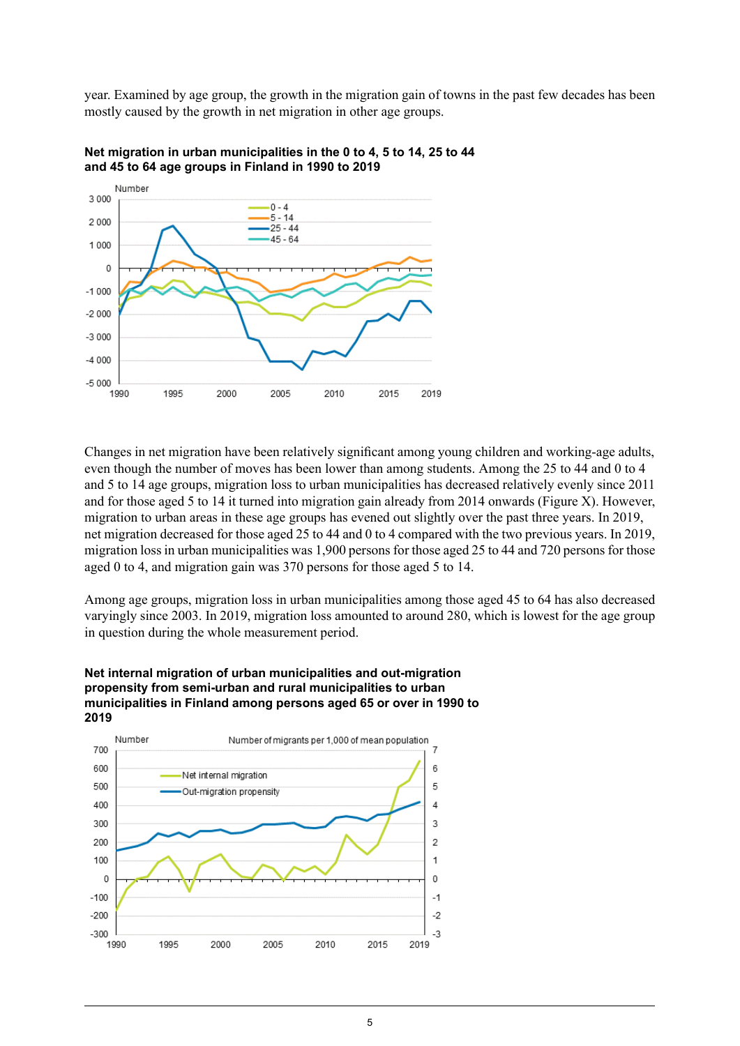year. Examined by age group, the growth in the migration gain of towns in the past few decades has been mostly caused by the growth in net migration in other age groups.

**Net migration in urban municipalities in the 0 to 4, 5 to 14, 25 to 44 and 45 to 64 age groups in Finland in 1990 to 2019**

Changes in net migration have been relatively significant among young children and working-age adults, even though the number of moves has been lower than among students. Among the 25 to 44 and 0 to 4 and 5 to 14 age groups, migration loss to urban municipalities has decreased relatively evenly since 2011 and for those aged 5 to 14 it turned into migration gain already from 2014 onwards (Figure X). However, migration to urban areas in these age groups has evened out slightly over the past three years. In 2019, net migration decreased for those aged 25 to 44 and 0 to 4 compared with the two previous years. In 2019, migration loss in urban municipalities was 1,900 persons for those aged 25 to 44 and 720 persons for those aged 0 to 4, and migration gain was 370 persons for those aged 5 to 14.

Among age groups, migration loss in urban municipalities among those aged 45 to 64 has also decreased varyingly since 2003. In 2019, migration loss amounted to around 280, which is lowest for the age group in question during the whole measurement period.

**Net internal migration of urban municipalities and out-migration propensity from semi-urban and rural municipalities to urban municipalities in Finland among persons aged 65 or over in 1990 to 2019**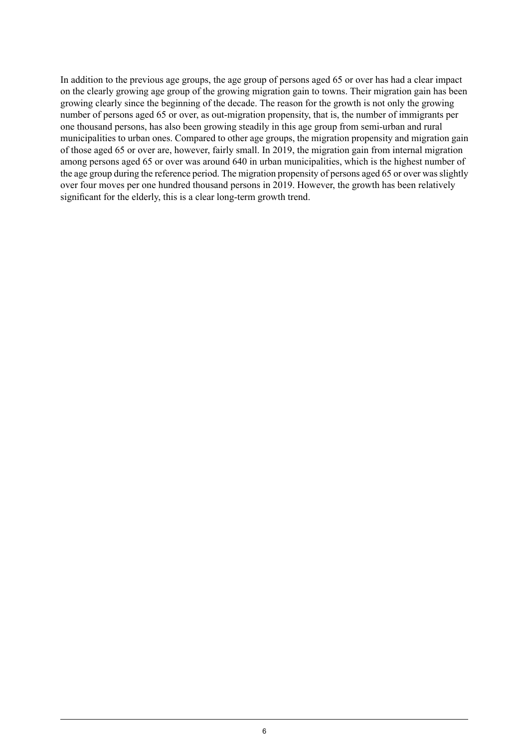In addition to the previous age groups, the age group of persons aged 65 or over has had a clear impact on the clearly growing age group of the growing migration gain to towns. Their migration gain has been growing clearly since the beginning of the decade. The reason for the growth is not only the growing number of persons aged 65 or over, as out-migration propensity, that is, the number of immigrants per one thousand persons, has also been growing steadily in this age group from semi-urban and rural municipalities to urban ones. Compared to other age groups, the migration propensity and migration gain of those aged 65 or over are, however, fairly small. In 2019, the migration gain from internal migration among persons aged 65 or over was around 640 in urban municipalities, which is the highest number of the age group during the reference period. The migration propensity of persons aged 65 or over was slightly over four moves per one hundred thousand persons in 2019. However, the growth has been relatively significant for the elderly, this is a clear long-term growth trend.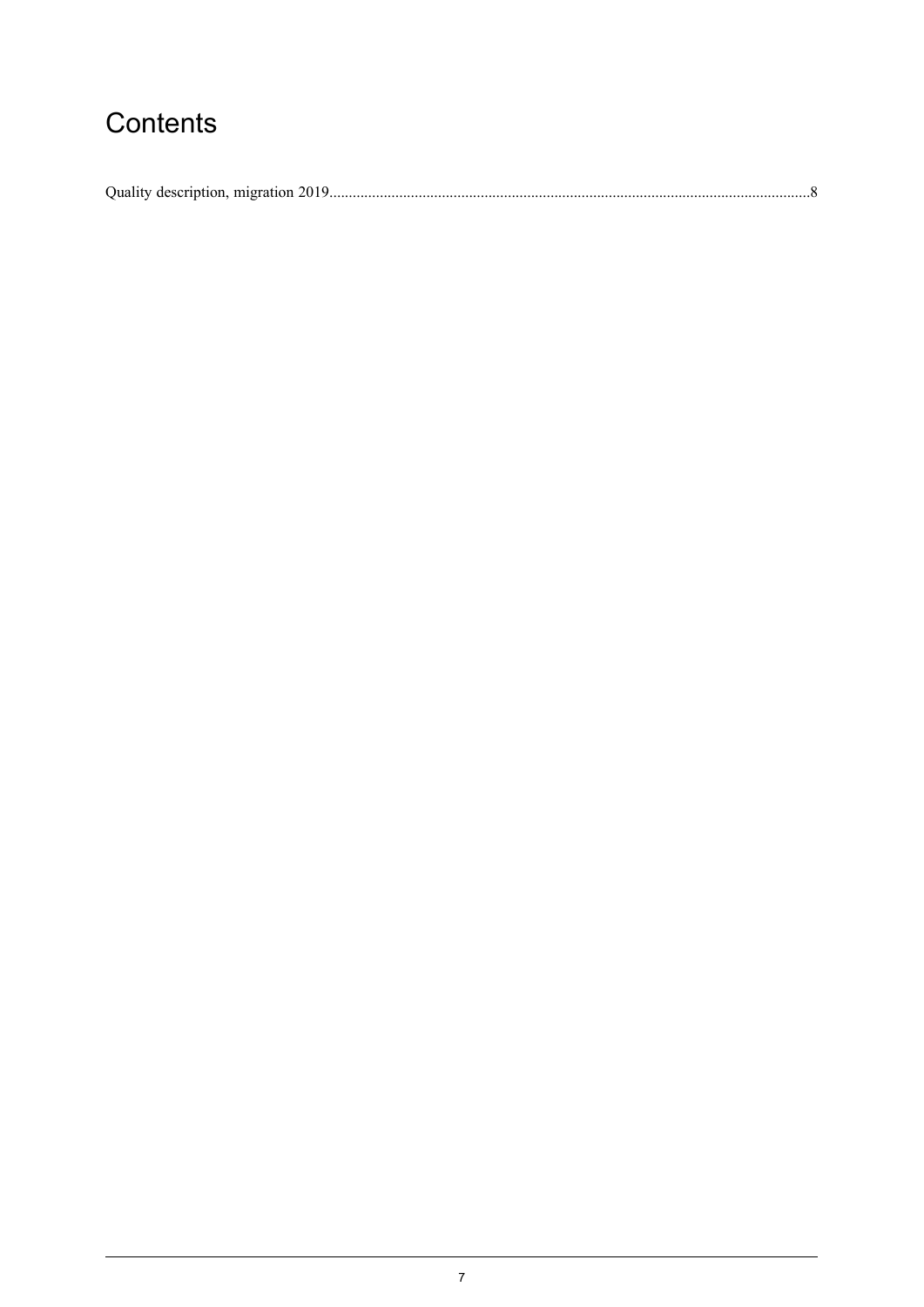# Contents

Quality description, migration 2019........................................................................................................................8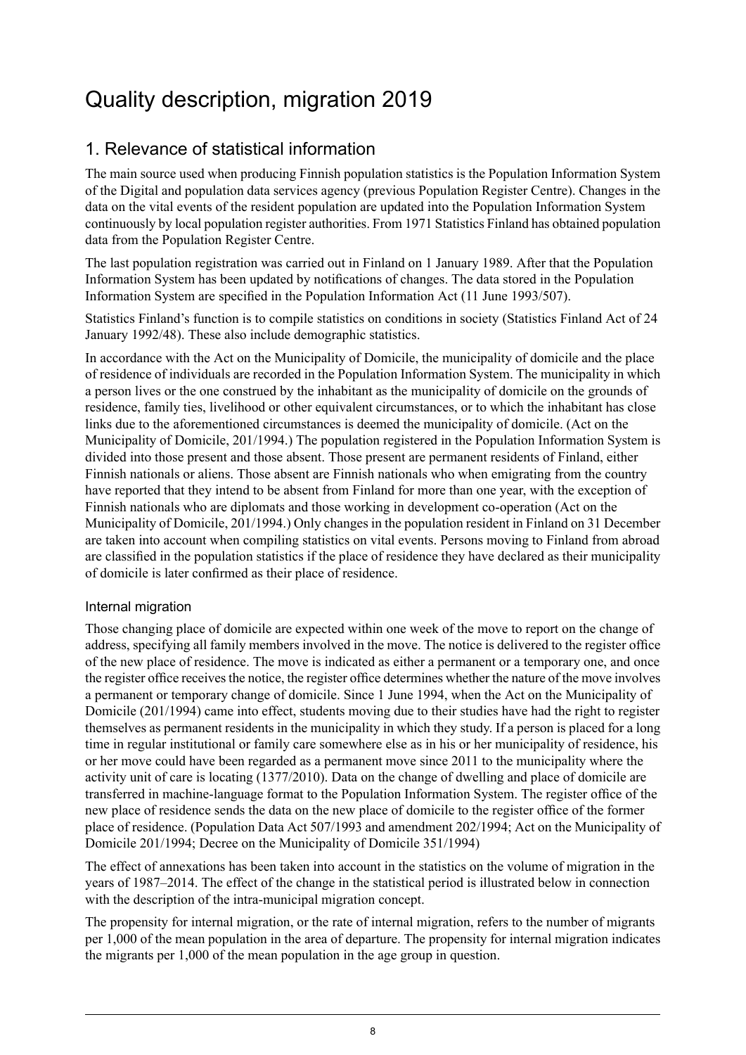# Quality description, migration 2019

## 1. Relevance of statistical information

The main source used when producing Finnish population statistics is the Population Information System of the Digital and population data services agency (previous Population Register Centre). Changes in the data on the vital events of the resident population are updated into the Population Information System continuously by local population register authorities. From 1971 Statistics Finland has obtained population data from the Population Register Centre.

The last population registration was carried out in Finland on 1 January 1989. After that the Population Information System has been updated by notifications of changes. The data stored in the Population Information System are specified in the Population Information Act (11 June 1993/507).

Statistics Finland's function is to compile statistics on conditions in society (Statistics Finland Act of 24 January 1992/48). These also include demographic statistics.

In accordance with the Act on the Municipality of Domicile, the municipality of domicile and the place of residence of individuals are recorded in the Population Information System. The municipality in which a person lives or the one construed by the inhabitant as the municipality of domicile on the grounds of residence, family ties, livelihood or other equivalent circumstances, or to which the inhabitant has close links due to the aforementioned circumstances is deemed the municipality of domicile. (Act on the Municipality of Domicile, 201/1994.) The population registered in the Population Information System is divided into those present and those absent. Those present are permanent residents of Finland, either Finnish nationals or aliens. Those absent are Finnish nationals who when emigrating from the country have reported that they intend to be absent from Finland for more than one year, with the exception of Finnish nationals who are diplomats and those working in development co-operation (Act on the Municipality of Domicile, 201/1994.) Only changes in the population resident in Finland on 31 December are taken into account when compiling statistics on vital events. Persons moving to Finland from abroad are classified in the population statistics if the place of residence they have declared as their municipality of domicile is later confirmed as their place of residence.

### Internal migration

Those changing place of domicile are expected within one week of the move to report on the change of address, specifying all family members involved in the move. The notice is delivered to the register office of the new place of residence. The move is indicated as either a permanent or a temporary one, and once the register office receives the notice, the register office determines whether the nature of the move involves a permanent or temporary change of domicile. Since 1 June 1994, when the Act on the Municipality of Domicile (201/1994) came into effect, students moving due to their studies have had the right to register themselves as permanent residents in the municipality in which they study. If a person is placed for a long time in regular institutional or family care somewhere else as in his or her municipality of residence, his or her move could have been regarded as a permanent move since 2011 to the municipality where the activity unit of care is locating (1377/2010). Data on the change of dwelling and place of domicile are transferred in machine-language format to the Population Information System. The register office of the new place of residence sends the data on the new place of domicile to the register office of the former place of residence. (Population Data Act 507/1993 and amendment 202/1994; Act on the Municipality of Domicile 201/1994; Decree on the Municipality of Domicile 351/1994)

The effect of annexations has been taken into account in the statistics on the volume of migration in the years of 1987–2014. The effect of the change in the statistical period is illustrated below in connection with the description of the intra-municipal migration concept.

The propensity for internal migration, or the rate of internal migration, refers to the number of migrants per 1,000 of the mean population in the area of departure. The propensity for internal migration indicates the migrants per 1,000 of the mean population in the age group in question.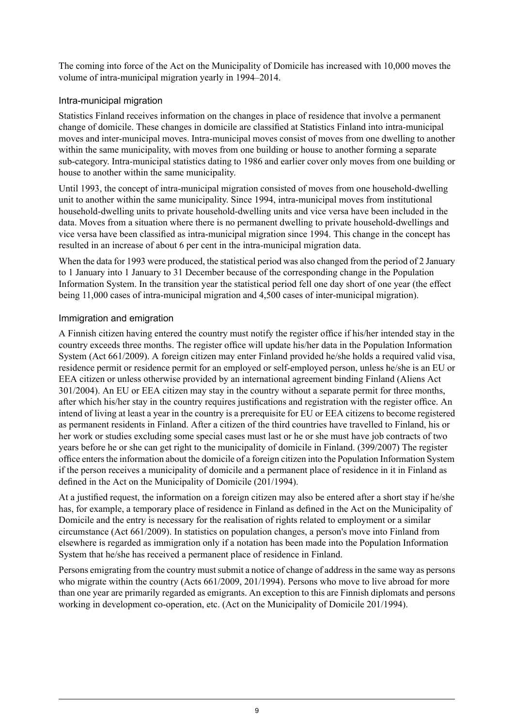The coming into force of the Act on the Municipality of Domicile has increased with 10,000 moves the volume of intra-municipal migration yearly in 1994–2014.

### Intra-municipal migration

Statistics Finland receives information on the changes in place of residence that involve a permanent change of domicile. These changes in domicile are classified at Statistics Finland into intra-municipal moves and inter-municipal moves. Intra-municipal moves consist of moves from one dwelling to another within the same municipality, with moves from one building or house to another forming a separate sub-category. Intra-municipal statistics dating to 1986 and earlier cover only moves from one building or house to another within the same municipality.

Until 1993, the concept of intra-municipal migration consisted of moves from one household-dwelling unit to another within the same municipality. Since 1994, intra-municipal moves from institutional household-dwelling units to private household-dwelling units and vice versa have been included in the data. Moves from a situation where there is no permanent dwelling to private household-dwellings and vice versa have been classified as intra-municipal migration since 1994. This change in the concept has resulted in an increase of about 6 per cent in the intra-municipal migration data.

When the data for 1993 were produced, the statistical period was also changed from the period of 2 January to 1 January into 1 January to 31 December because of the corresponding change in the Population Information System. In the transition year the statistical period fell one day short of one year (the effect being 11,000 cases of intra-municipal migration and 4,500 cases of inter-municipal migration).

### Immigration and emigration

A Finnish citizen having entered the country must notify the register office if his/her intended stay in the country exceeds three months. The register office will update his/her data in the Population Information System (Act 661/2009). A foreign citizen may enter Finland provided he/she holds a required valid visa, residence permit or residence permit for an employed or self-employed person, unless he/she is an EU or EEA citizen or unless otherwise provided by an international agreement binding Finland (Aliens Act 301/2004). An EU or EEA citizen may stay in the country without a separate permit for three months, after which his/her stay in the country requires justifications and registration with the register office. An intend of living at least a year in the country is a prerequisite for EU or EEA citizens to become registered as permanent residents in Finland. After a citizen of the third countries have travelled to Finland, his or her work or studies excluding some special cases must last or he or she must have job contracts of two years before he or she can get right to the municipality of domicile in Finland. (399/2007) The register office enters the information about the domicile of a foreign citizen into the Population Information System if the person receives a municipality of domicile and a permanent place of residence in it in Finland as defined in the Act on the Municipality of Domicile (201/1994).

At a justified request, the information on a foreign citizen may also be entered after a short stay if he/she has, for example, a temporary place of residence in Finland as defined in the Act on the Municipality of Domicile and the entry is necessary for the realisation of rights related to employment or a similar circumstance (Act 661/2009). In statistics on population changes, a person's move into Finland from elsewhere is regarded as immigration only if a notation has been made into the Population Information System that he/she has received a permanent place of residence in Finland.

Persons emigrating from the country must submit a notice of change of address in the same way as persons who migrate within the country (Acts 661/2009, 201/1994). Persons who move to live abroad for more than one year are primarily regarded as emigrants. An exception to this are Finnish diplomats and persons working in development co-operation, etc. (Act on the Municipality of Domicile 201/1994).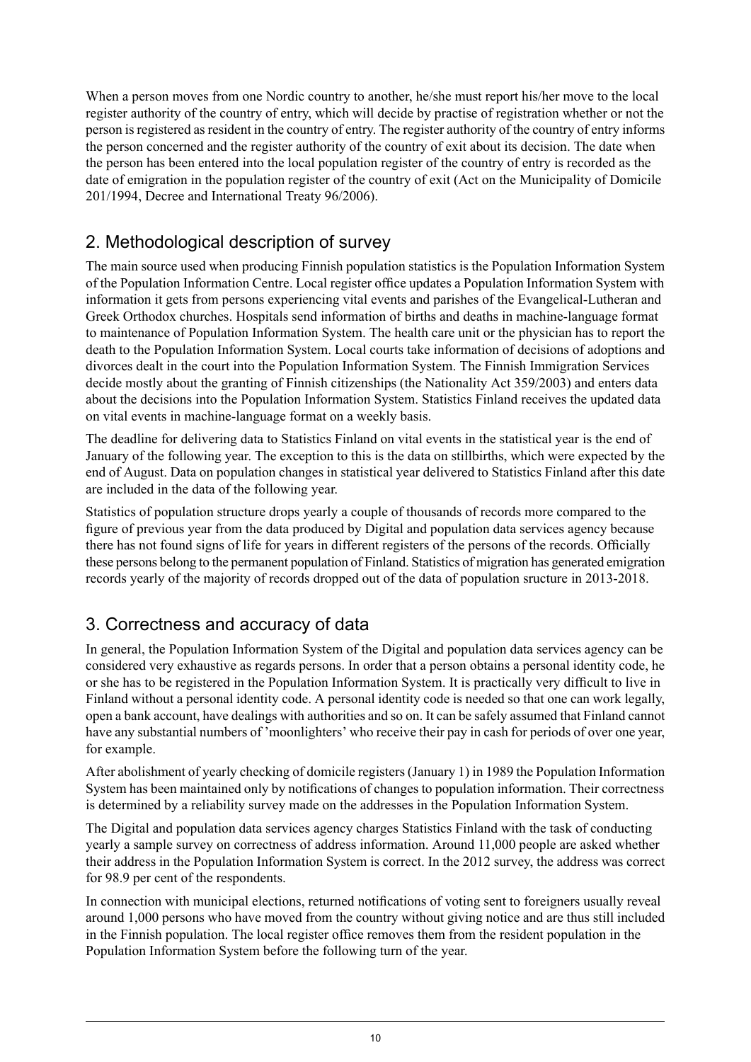When a person moves from one Nordic country to another, he/she must report his/her move to the local register authority of the country of entry, which will decide by practise of registration whether or not the person is registered as resident in the country of entry. The register authority of the country of entry informs the person concerned and the register authority of the country of exit about its decision. The date when the person has been entered into the local population register of the country of entry is recorded as the date of emigration in the population register of the country of exit (Act on the Municipality of Domicile 201/1994, Decree and International Treaty 96/2006).

## 2. Methodological description of survey

The main source used when producing Finnish population statistics is the Population Information System of the Population Information Centre. Local register office updates a Population Information System with information it gets from persons experiencing vital events and parishes of the Evangelical-Lutheran and Greek Orthodox churches. Hospitals send information of births and deaths in machine-language format to maintenance of Population Information System. The health care unit or the physician has to report the death to the Population Information System. Local courts take information of decisions of adoptions and divorces dealt in the court into the Population Information System. The Finnish Immigration Services decide mostly about the granting of Finnish citizenships (the Nationality Act 359/2003) and enters data about the decisions into the Population Information System. Statistics Finland receives the updated data on vital events in machine-language format on a weekly basis.

The deadline for delivering data to Statistics Finland on vital events in the statistical year is the end of January of the following year. The exception to this is the data on stillbirths, which were expected by the end of August. Data on population changes in statistical year delivered to Statistics Finland after this date are included in the data of the following year.

Statistics of population structure drops yearly a couple of thousands of records more compared to the figure of previous year from the data produced by Digital and population data services agency because there has not found signs of life for years in different registers of the persons of the records. Officially these persons belong to the permanent population of Finland. Statistics of migration has generated emigration records yearly of the majority of records dropped out of the data of population sructure in 2013-2018.

## 3. Correctness and accuracy of data

In general, the Population Information System of the Digital and population data services agency can be considered very exhaustive as regards persons. In order that a person obtains a personal identity code, he or she has to be registered in the Population Information System. It is practically very difficult to live in Finland without a personal identity code. A personal identity code is needed so that one can work legally, open a bank account, have dealings with authorities and so on. It can be safely assumed that Finland cannot have any substantial numbers of 'moonlighters' who receive their pay in cash for periods of over one year, for example.

After abolishment of yearly checking of domicile registers (January 1) in 1989 the Population Information System has been maintained only by notifications of changes to population information. Their correctness is determined by a reliability survey made on the addresses in the Population Information System.

The Digital and population data services agency charges Statistics Finland with the task of conducting yearly a sample survey on correctness of address information. Around 11,000 people are asked whether their address in the Population Information System is correct. In the 2012 survey, the address was correct for 98.9 per cent of the respondents.

In connection with municipal elections, returned notifications of voting sent to foreigners usually reveal around 1,000 persons who have moved from the country without giving notice and are thus still included in the Finnish population. The local register office removes them from the resident population in the Population Information System before the following turn of the year.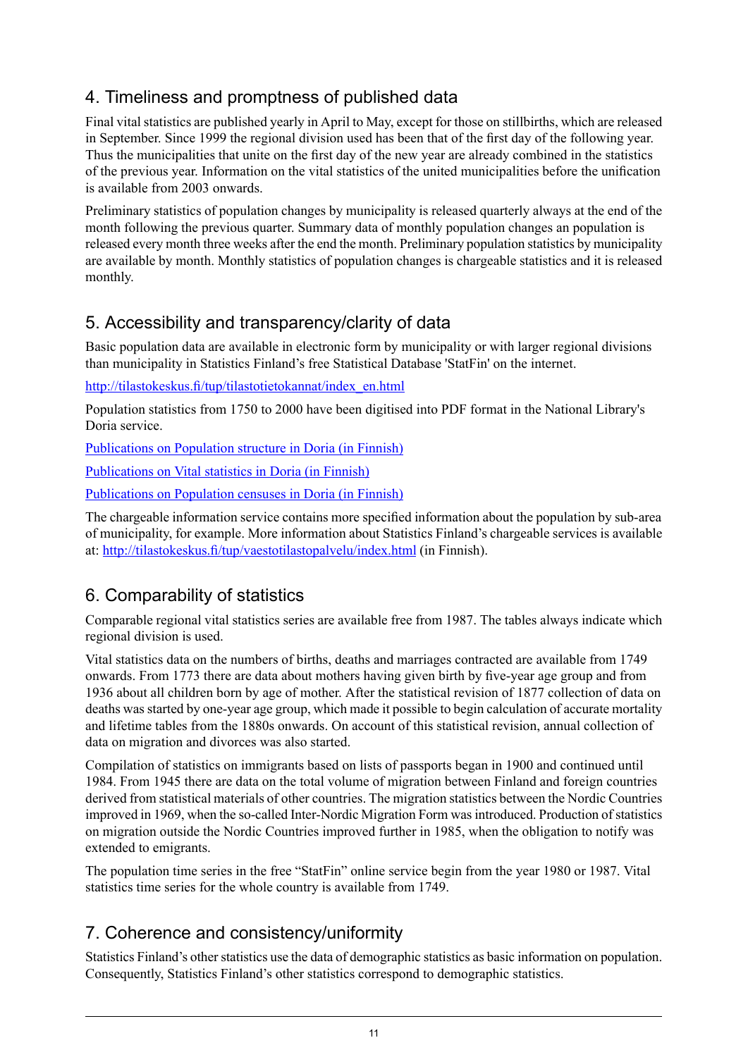## 4. Timeliness and promptness of published data

Final vital statistics are published yearly in April to May, except for those on stillbirths, which are released in September. Since 1999 the regional division used has been that of the first day of the following year. Thus the municipalities that unite on the first day of the new year are already combined in the statistics of the previous year. Information on the vital statistics of the united municipalities before the unification is available from 2003 onwards.

Preliminary statistics of population changes by municipality is released quarterly always at the end of the month following the previous quarter. Summary data of monthly population changes an population is released every month three weeks after the end the month. Preliminary population statistics by municipality are available by month. Monthly statistics of population changes is chargeable statistics and it is released monthly.

## 5. Accessibility and transparency/clarity of data

Basic population data are available in electronic form by municipality or with larger regional divisions than municipality in Statistics Finland's free Statistical Database 'StatFin' on the internet.

[http://tilastokeskus.fi/tup/tilastotietokannat/index_en.html](http://tilastokeskus.fi/tup/tilastotietokannat/index_en.html)

Population statistics from 1750 to 2000 have been digitised into PDF format in the National Library's Doria service.

Publications on Population structure in Doria (in Finnish)

Publications on Vital statistics in Doria (in Finnish)

Publications on Population censuses in Doria (in Finnish)

The chargeable information service contains more specified information about the population by sub-area of municipality, for example. More information about Statistics Finland's chargeable services is available at: [http://tilastokeskus.fi/tup/vaestotilastopalvelu/index.html](http://tilastokeskus.fi/tup/vaestotilastopalvelu/index.html) (in Finnish).

## 6. Comparability of statistics

Comparable regional vital statistics series are available free from 1987. The tables always indicate which regional division is used.

Vital statistics data on the numbers of births, deaths and marriages contracted are available from 1749 onwards. From 1773 there are data about mothers having given birth by five-year age group and from 1936 about all children born by age of mother. After the statistical revision of 1877 collection of data on deaths was started by one-year age group, which made it possible to begin calculation of accurate mortality and lifetime tables from the 1880s onwards. On account of this statistical revision, annual collection of data on migration and divorces was also started.

Compilation of statistics on immigrants based on lists of passports began in 1900 and continued until 1984. From 1945 there are data on the total volume of migration between Finland and foreign countries derived from statistical materials of other countries. The migration statistics between the Nordic Countries improved in 1969, when the so-called Inter-Nordic Migration Form was introduced. Production of statistics on migration outside the Nordic Countries improved further in 1985, when the obligation to notify was extended to emigrants.

The population time series in the free "StatFin" online service begin from the year 1980 or 1987. Vital statistics time series for the whole country is available from 1749.

## 7. Coherence and consistency/uniformity

Statistics Finland's other statistics use the data of demographic statistics as basic information on population. Consequently, Statistics Finland's other statistics correspond to demographic statistics.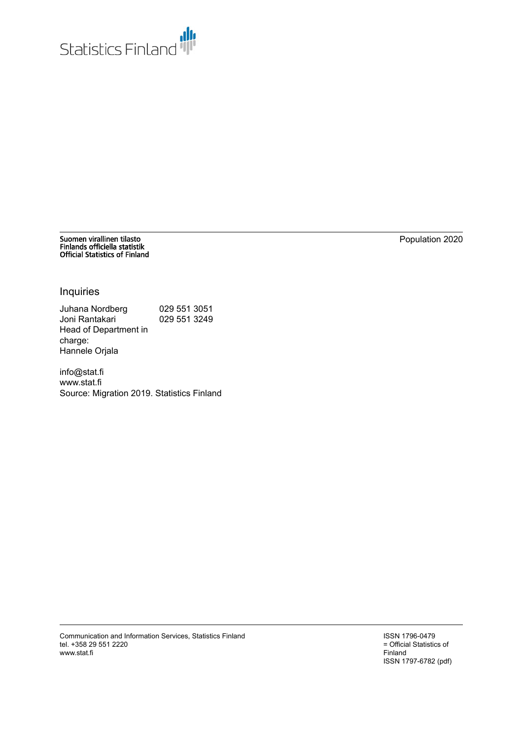Statistics Finland

Suomen virallinen tilasto
Finlands officiella statistik
Official Statistics of Finland

Population 2020

## Inquiries

| | |
|---|---|
| Juhana Nordberg | 029 551 3051 |
| Joni Rantakari | 029 551 3249 |
| Head of Department in charge: Hannele Orjala | |

info@stat.fi
www.stat.fi
Source: Migration 2019. Statistics Finland

Communication and Information Services, Statistics Finland
tel. +358 29 551 2220
www.stat.fi

ISSN 1796-0479
= Official Statistics of Finland
ISSN 1797-6782 (pdf)